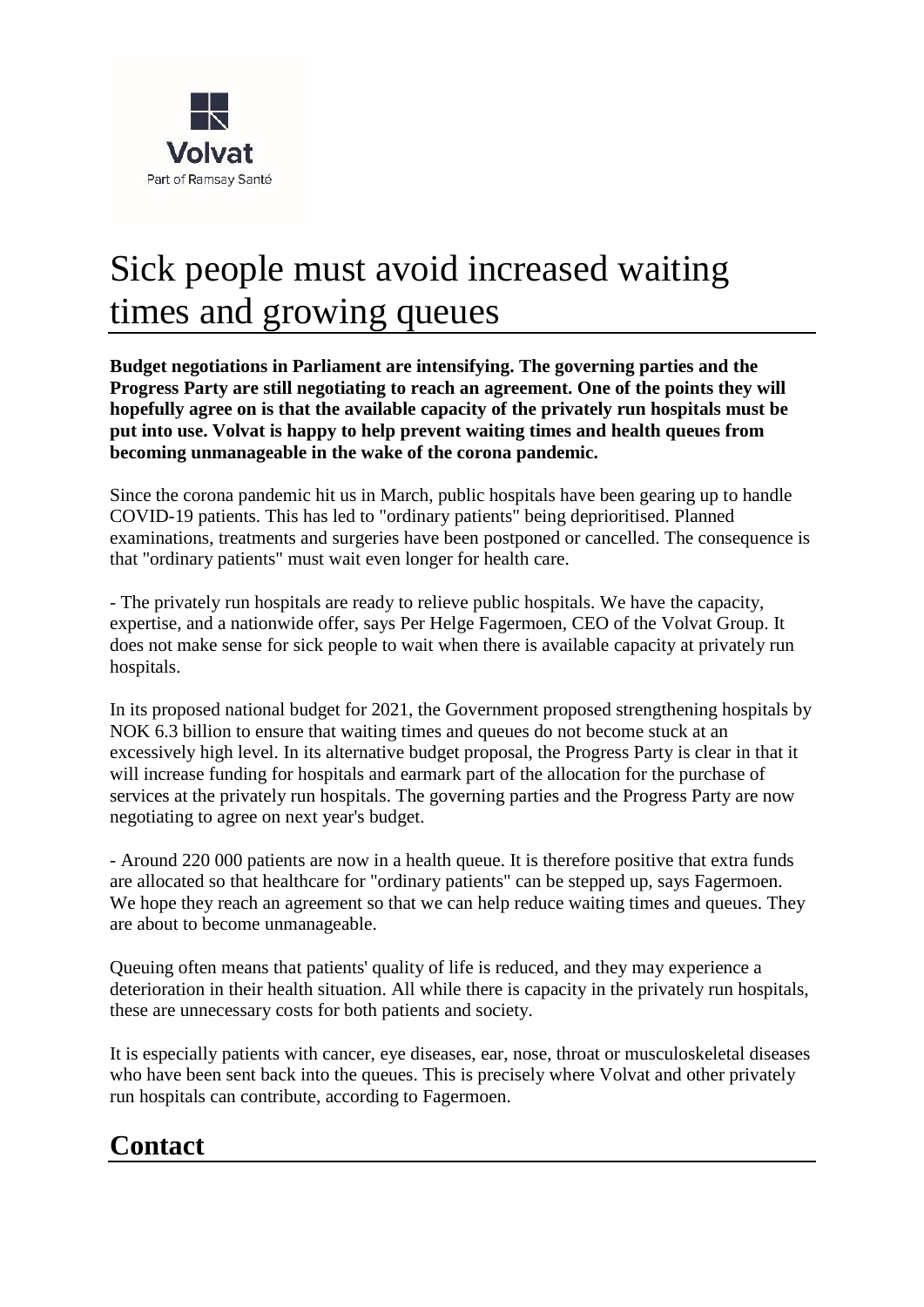Volvat

Part of Ramsay Santé

# Sick people must avoid increased waiting times and growing queues

**Budget negotiations in Parliament are intensifying. The governing parties and the Progress Party are still negotiating to reach an agreement. One of the points they will hopefully agree on is that the available capacity of the privately run hospitals must be put into use. Volvat is happy to help prevent waiting times and health queues from becoming unmanageable in the wake of the corona pandemic.**

Since the corona pandemic hit us in March, public hospitals have been gearing up to handle COVID-19 patients. This has led to "ordinary patients" being deprioritised. Planned examinations, treatments and surgeries have been postponed or cancelled. The consequence is that "ordinary patients" must wait even longer for health care.

- The privately run hospitals are ready to relieve public hospitals. We have the capacity, expertise, and a nationwide offer, says Per Helge Fagermoen, CEO of the Volvat Group. It does not make sense for sick people to wait when there is available capacity at privately run hospitals.

In its proposed national budget for 2021, the Government proposed strengthening hospitals by NOK 6.3 billion to ensure that waiting times and queues do not become stuck at an excessively high level. In its alternative budget proposal, the Progress Party is clear in that it will increase funding for hospitals and earmark part of the allocation for the purchase of services at the privately run hospitals. The governing parties and the Progress Party are now negotiating to agree on next year's budget.

- Around 220 000 patients are now in a health queue. It is therefore positive that extra funds are allocated so that healthcare for "ordinary patients" can be stepped up, says Fagermoen. We hope they reach an agreement so that we can help reduce waiting times and queues. They are about to become unmanageable.

Queuing often means that patients' quality of life is reduced, and they may experience a deterioration in their health situation. All while there is capacity in the privately run hospitals, these are unnecessary costs for both patients and society.

It is especially patients with cancer, eye diseases, ear, nose, throat or musculoskeletal diseases who have been sent back into the queues. This is precisely where Volvat and other privately run hospitals can contribute, according to Fagermoen.

## Contact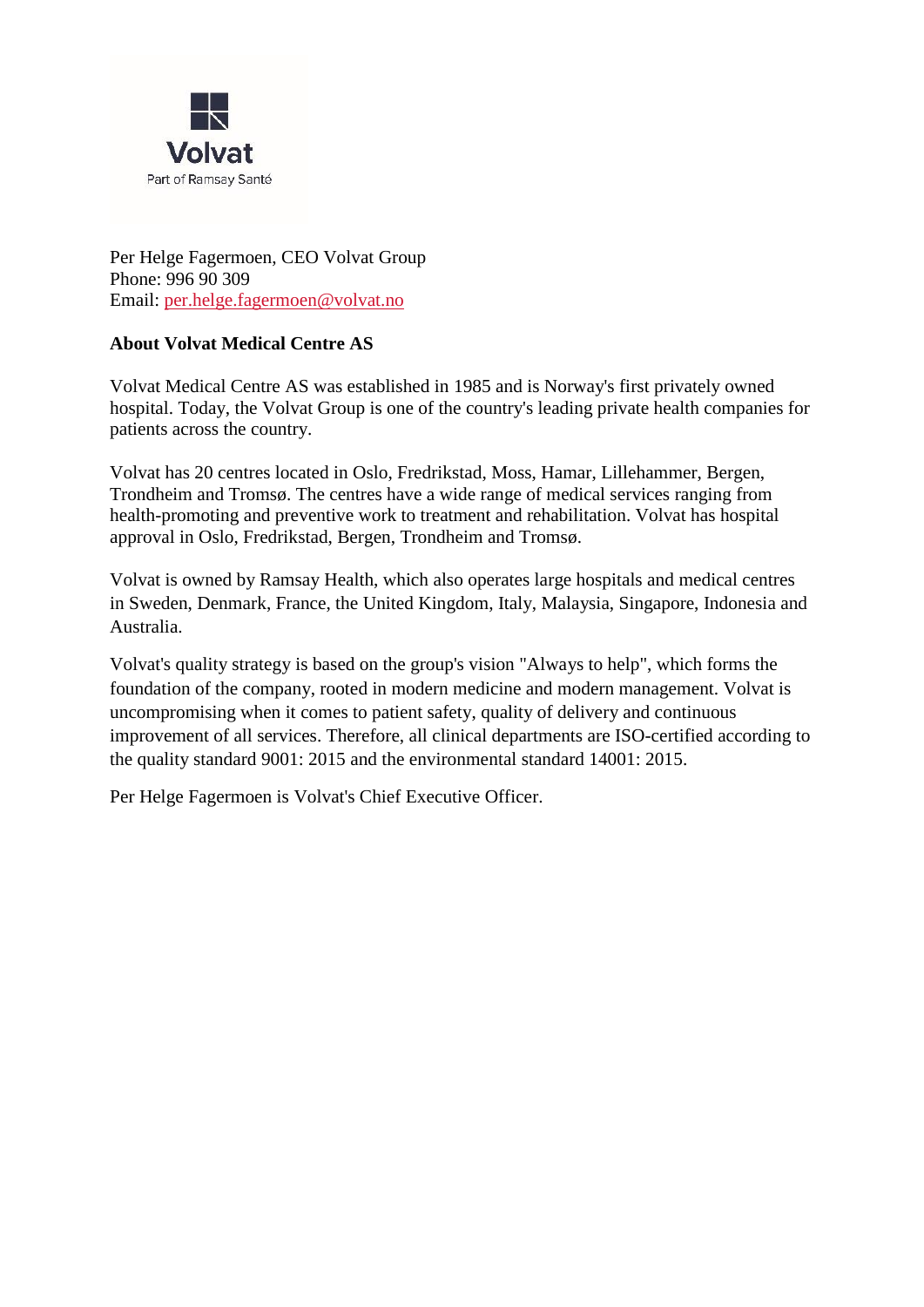Per Helge Fagermoen, CEO Volvat Group
Phone: 996 90 309
Email: per.helge.fagermoen@volvat.no

**About Volvat Medical Centre AS**

Volvat Medical Centre AS was established in 1985 and is Norway's first privately owned hospital. Today, the Volvat Group is one of the country's leading private health companies for patients across the country.

Volvat has 20 centres located in Oslo, Fredrikstad, Moss, Hamar, Lillehammer, Bergen, Trondheim and Tromsø. The centres have a wide range of medical services ranging from health-promoting and preventive work to treatment and rehabilitation. Volvat has hospital approval in Oslo, Fredrikstad, Bergen, Trondheim and Tromsø.

Volvat is owned by Ramsay Health, which also operates large hospitals and medical centres in Sweden, Denmark, France, the United Kingdom, Italy, Malaysia, Singapore, Indonesia and Australia.

Volvat's quality strategy is based on the group's vision "Always to help", which forms the foundation of the company, rooted in modern medicine and modern management. Volvat is uncompromising when it comes to patient safety, quality of delivery and continuous improvement of all services. Therefore, all clinical departments are ISO-certified according to the quality standard 9001: 2015 and the environmental standard 14001: 2015.

Per Helge Fagermoen is Volvat's Chief Executive Officer.